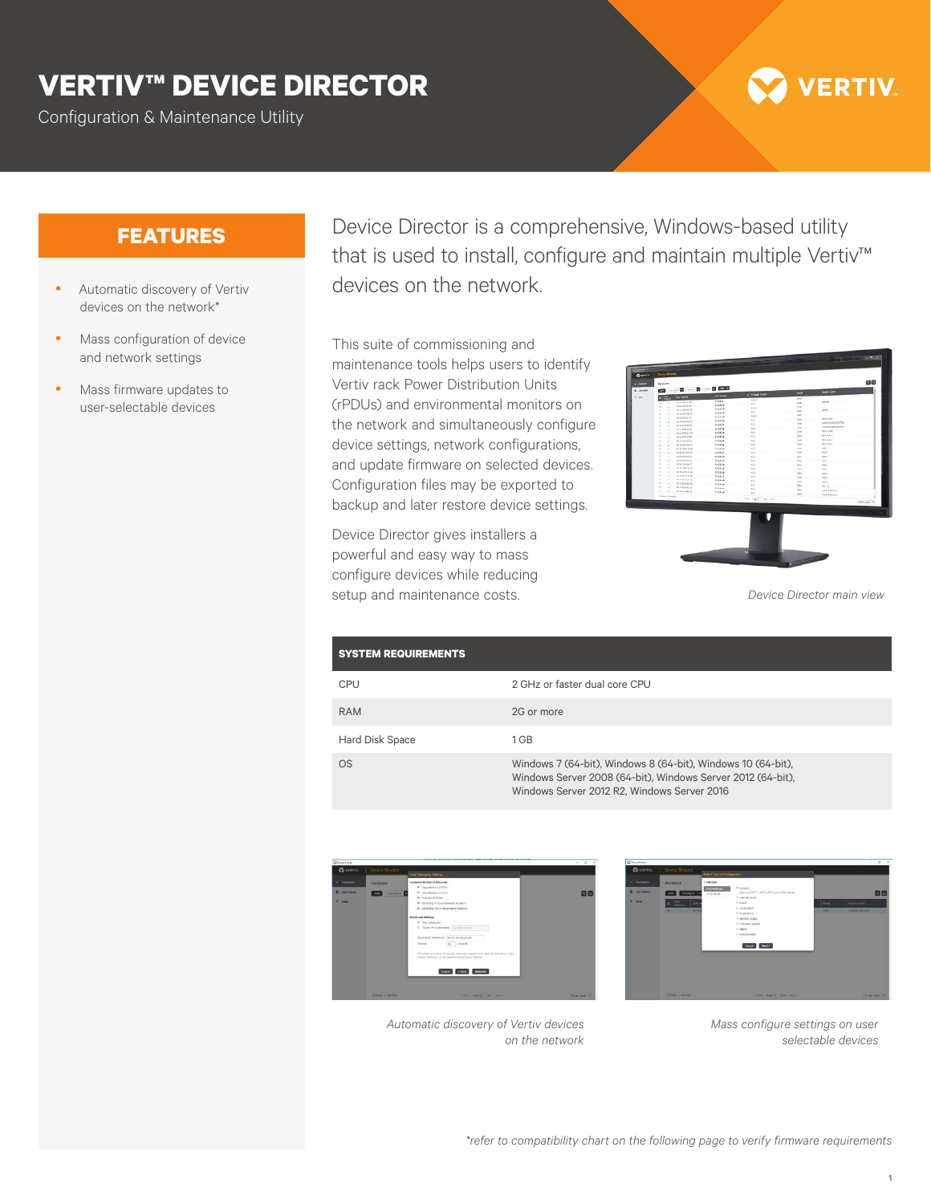# VERTIV™ DEVICE DIRECTOR

Configuration & Maintenance Utility

## FEATURES

- Automatic discovery of Vertiv devices on the network*
- Mass configuration of device and network settings
- Mass firmware updates to user-selectable devices

Device Director is a comprehensive, Windows-based utility that is used to install, configure and maintain multiple Vertiv™ devices on the network.

This suite of commissioning and maintenance tools helps users to identify Vertiv rack Power Distribution Units (rPDUs) and environmental monitors on the network and simultaneously configure device settings, network configurations, and update firmware on selected devices. Configuration files may be exported to backup and later restore device settings.

Device Director gives installers a powerful and easy way to mass configure devices while reducing setup and maintenance costs.

*Device Director main view*

| SYSTEM REQUIREMENTS | |
|---|---|
| CPU | 2 GHz or faster dual core CPU |
| RAM | 2G or more |
| Hard Disk Space | 1 GB |
| OS | Windows 7 (64-bit), Windows 8 (64-bit), Windows 10 (64-bit), Windows Server 2008 (64-bit), Windows Server 2012 (64-bit), Windows Server 2012 R2, Windows Server 2016 |

*Automatic discovery of Vertiv devices on the network*

*Mass configure settings on user selectable devices*

*refer to compatibility chart on the following page to verify firmware requirements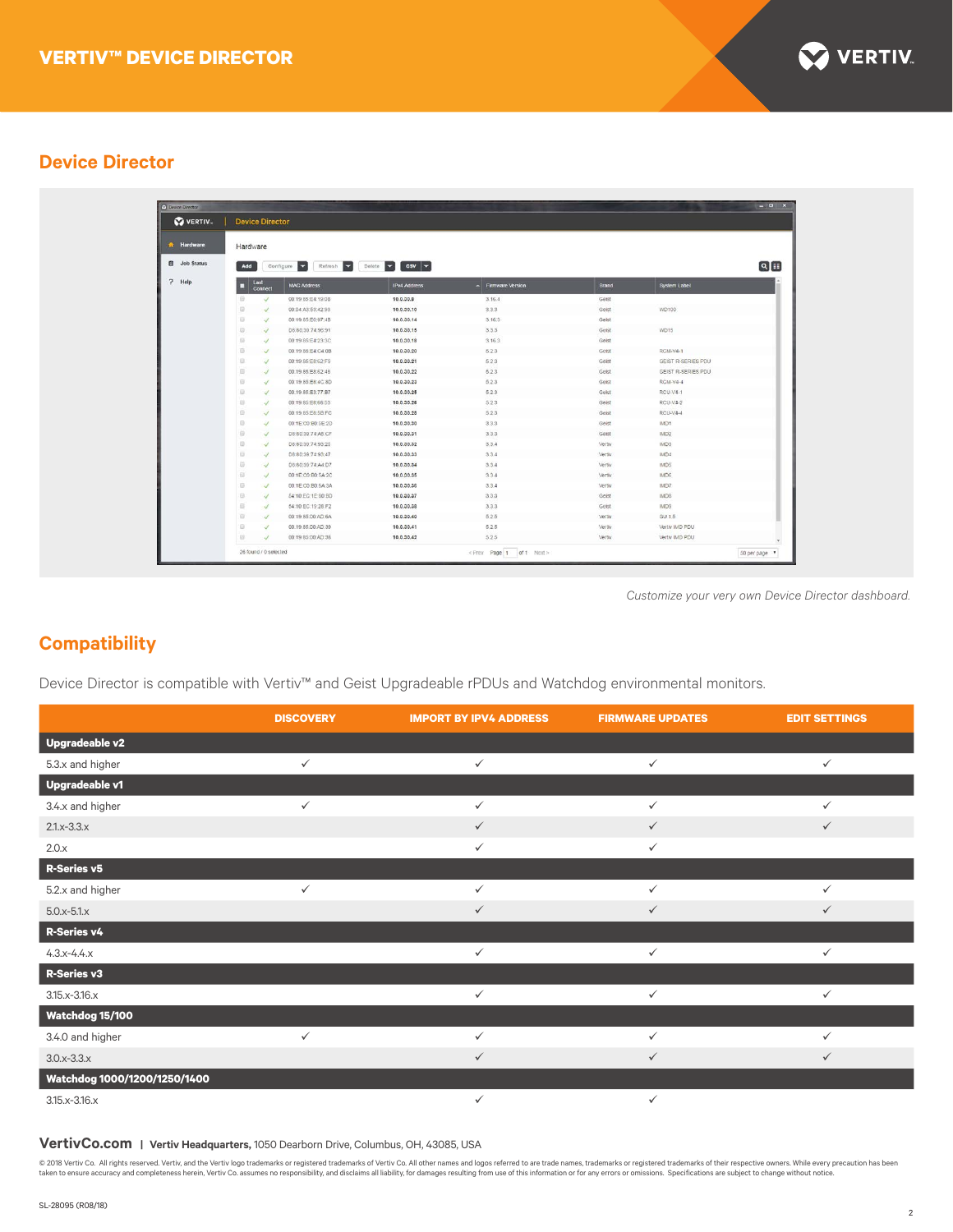## Device Director

*Customize your very own Device Director dashboard.*

## Compatibility

Device Director is compatible with Vertiv™ and Geist Upgradeable rPDUs and Watchdog environmental monitors.

| | DISCOVERY | IMPORT BY IPV4 ADDRESS | FIRMWARE UPDATES | EDIT SETTINGS |
|---|---|---|---|---|
| **Upgradeable v2** | | | | |
| 5.3.x and higher | ✓ | ✓ | ✓ | ✓ |
| **Upgradeable v1** | | | | |
| 3.4.x and higher | ✓ | ✓ | ✓ | ✓ |
| 2.1.x-3.3.x | | ✓ | ✓ | ✓ |
| 2.0.x | | ✓ | ✓ | |
| **R-Series v5** | | | | |
| 5.2.x and higher | ✓ | ✓ | ✓ | ✓ |
| 5.0.x-5.1.x | | ✓ | ✓ | ✓ |
| **R-Series v4** | | | | |
| 4.3.x-4.4.x | | ✓ | ✓ | ✓ |
| **R-Series v3** | | | | |
| 3.15.x-3.16.x | | ✓ | ✓ | ✓ |
| **Watchdog 15/100** | | | | |
| 3.4.0 and higher | ✓ | ✓ | ✓ | ✓ |
| 3.0.x-3.3.x | | ✓ | ✓ | ✓ |
| **Watchdog 1000/1200/1250/1400** | | | | |
| 3.15.x-3.16.x | | ✓ | ✓ | |

**VertivCo.com** | **Vertiv Headquarters,** 1050 Dearborn Drive, Columbus, OH, 43085, USA

© 2018 Vertiv Co. All rights reserved. Vertiv, and the Vertiv logo trademarks or registered trademarks of Vertiv Co. All other names and logos referred to are trade names, trademarks or registered trademarks of their respective owners. While every precaution has been taken to ensure accuracy and completeness herein, Vertiv Co. assumes no responsibility, and disclaims all liability, for damages resulting from use of this information or for any errors or omissions. Specifications are subject to change without notice.

SL-28095 (R08/18)